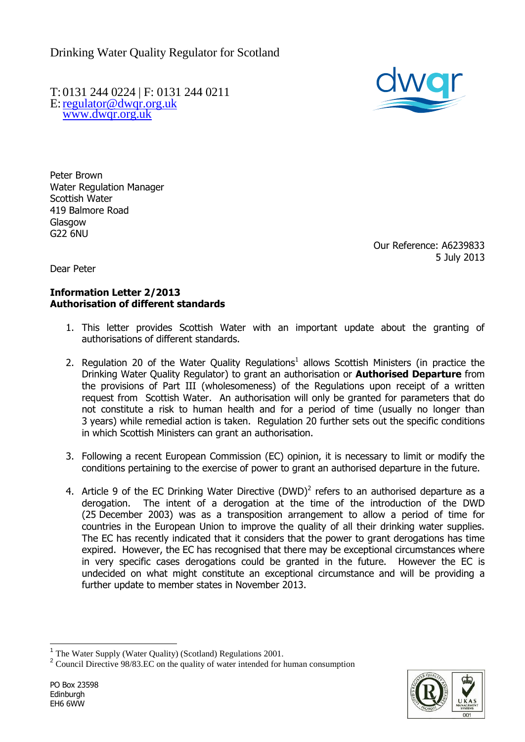Drinking Water Quality Regulator for Scotland

T: 0131 244 0224 | F: 0131 244 0211
E: regulator@dwqr.org.uk
www.dwqr.org.uk

Peter Brown
Water Regulation Manager
Scottish Water
419 Balmore Road
Glasgow
G22 6NU

Our Reference: A6239833
5 July 2013

Dear Peter

**Information Letter 2/2013**
**Authorisation of different standards**

1. This letter provides Scottish Water with an important update about the granting of authorisations of different standards.

2. Regulation 20 of the Water Quality Regulations[1] allows Scottish Ministers (in practice the Drinking Water Quality Regulator) to grant an authorisation or **Authorised Departure** from the provisions of Part III (wholesomeness) of the Regulations upon receipt of a written request from Scottish Water. An authorisation will only be granted for parameters that do not constitute a risk to human health and for a period of time (usually no longer than 3 years) while remedial action is taken. Regulation 20 further sets out the specific conditions in which Scottish Ministers can grant an authorisation.

3. Following a recent European Commission (EC) opinion, it is necessary to limit or modify the conditions pertaining to the exercise of power to grant an authorised departure in the future.

4. Article 9 of the EC Drinking Water Directive (DWD)[2] refers to an authorised departure as a derogation. The intent of a derogation at the time of the introduction of the DWD (25 December 2003) was as a transposition arrangement to allow a period of time for countries in the European Union to improve the quality of all their drinking water supplies. The EC has recently indicated that it considers that the power to grant derogations has time expired. However, the EC has recognised that there may be exceptional circumstances where in very specific cases derogations could be granted in the future. However the EC is undecided on what might constitute an exceptional circumstance and will be providing a further update to member states in November 2013.

[1] The Water Supply (Water Quality) (Scotland) Regulations 2001.
[2] Council Directive 98/83.EC on the quality of water intended for human consumption

PO Box 23598
Edinburgh
EH6 6WW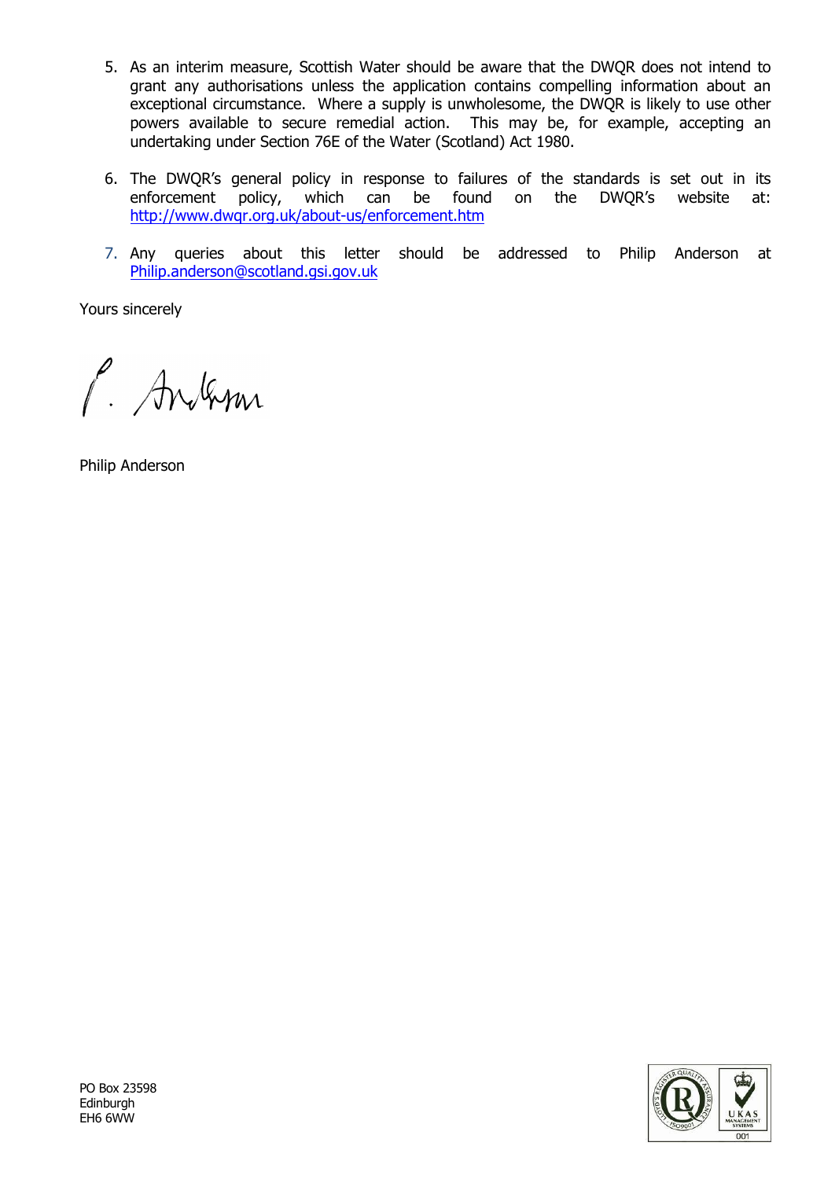5. As an interim measure, Scottish Water should be aware that the DWQR does not intend to grant any authorisations unless the application contains compelling information about an exceptional circumstance. Where a supply is unwholesome, the DWQR is likely to use other powers available to secure remedial action. This may be, for example, accepting an undertaking under Section 76E of the Water (Scotland) Act 1980.

6. The DWQR's general policy in response to failures of the standards is set out in its enforcement policy, which can be found on the DWQR's website at: http://www.dwqr.org.uk/about-us/enforcement.htm

7. Any queries about this letter should be addressed to Philip Anderson at Philip.anderson@scotland.gsi.gov.uk

Yours sincerely

P. Anderson

Philip Anderson

PO Box 23598
Edinburgh
EH6 6WW